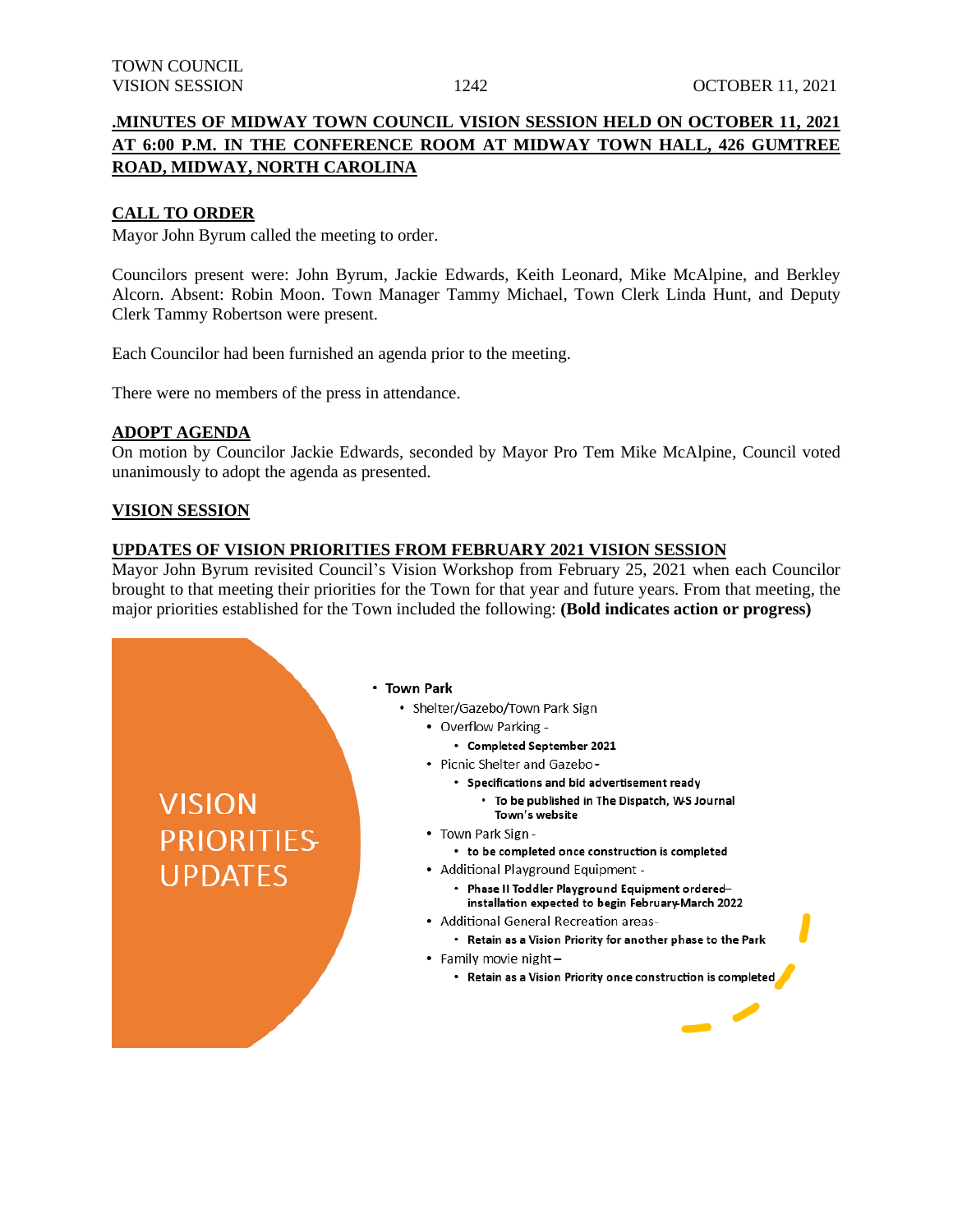## .MINUTES OF MIDWAY TOWN COUNCIL VISION SESSION HELD ON OCTOBER 11, 2021 AT 6:00 P.M. IN THE CONFERENCE ROOM AT MIDWAY TOWN HALL, 426 GUMTREE ROAD, MIDWAY, NORTH CAROLINA

### CALL TO ORDER

Mayor John Byrum called the meeting to order.

Councilors present were: John Byrum, Jackie Edwards, Keith Leonard, Mike McAlpine, and Berkley Alcorn. Absent: Robin Moon. Town Manager Tammy Michael, Town Clerk Linda Hunt, and Deputy Clerk Tammy Robertson were present.

Each Councilor had been furnished an agenda prior to the meeting.

There were no members of the press in attendance.

### ADOPT AGENDA

On motion by Councilor Jackie Edwards, seconded by Mayor Pro Tem Mike McAlpine, Council voted unanimously to adopt the agenda as presented.

### VISION SESSION

### UPDATES OF VISION PRIORITIES FROM FEBRUARY 2021 VISION SESSION

Mayor John Byrum revisited Council's Vision Workshop from February 25, 2021 when each Councilor brought to that meeting their priorities for the Town for that year and future years. From that meeting, the major priorities established for the Town included the following: **(Bold indicates action or progress)**

VISION PRIORITIES UPDATES

- **Town Park**
  - Shelter/Gazebo/Town Park Sign
    - Overflow Parking -
      - **Completed September 2021**
    - Picnic Shelter and Gazebo -
      - **Specifications and bid advertisement ready**
        - **To be published in The Dispatch, W-S Journal Town's website**
    - Town Park Sign -
      - **to be completed once construction is completed**
    - Additional Playground Equipment -
      - **Phase II Toddler Playground Equipment ordered– installation expected to begin February-March 2022**
    - Additional General Recreation areas-
      - **Retain as a Vision Priority for another phase to the Park**
    - Family movie night –
      - **Retain as a Vision Priority once construction is completed**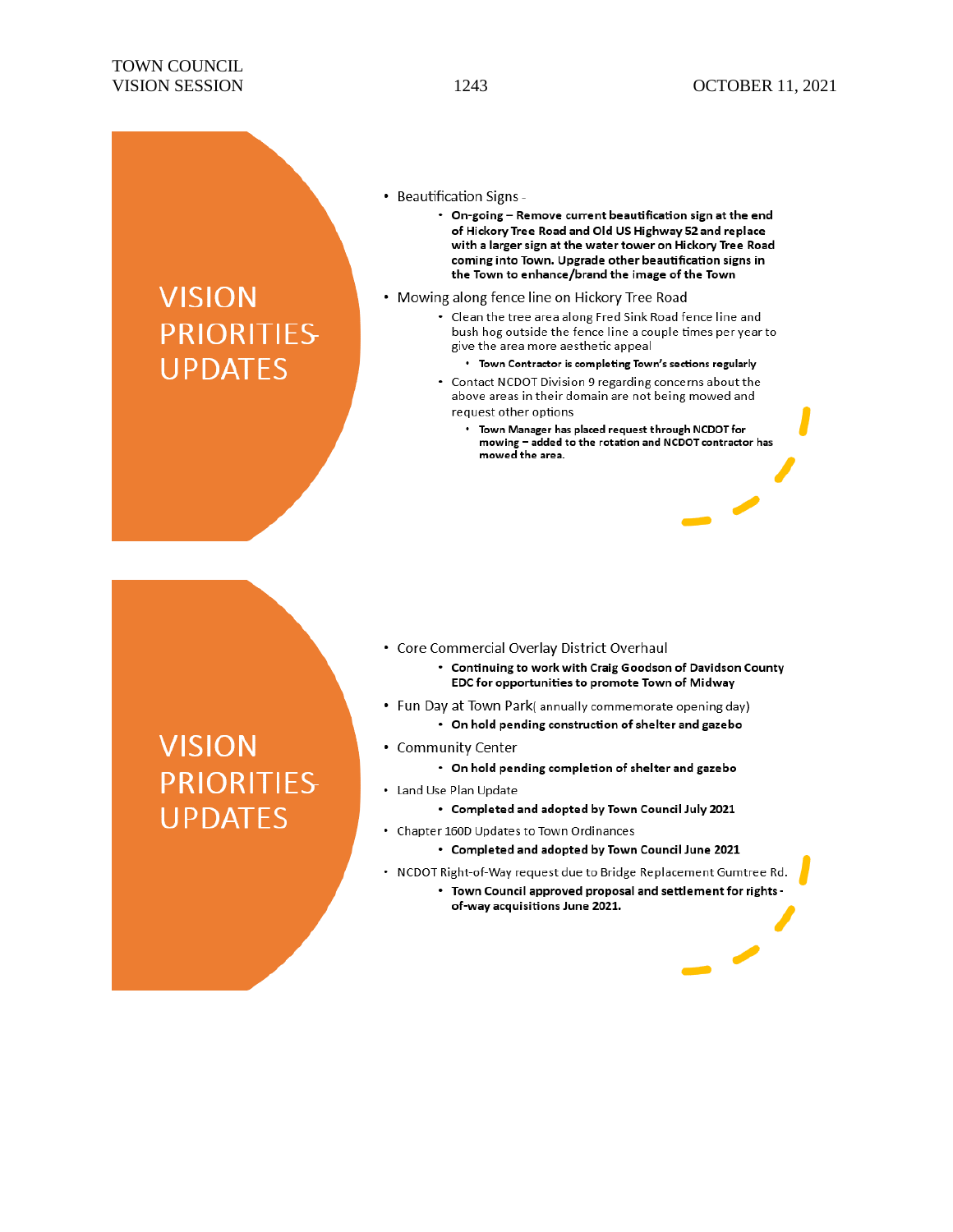## VISION PRIORITIES UPDATES

- Beautification Signs -
  - **On-going – Remove current beautification sign at the end of Hickory Tree Road and Old US Highway 52 and replace with a larger sign at the water tower on Hickory Tree Road coming into Town. Upgrade other beautification signs in the Town to enhance/brand the image of the Town**
- Mowing along fence line on Hickory Tree Road
  - Clean the tree area along Fred Sink Road fence line and bush hog outside the fence line a couple times per year to give the area more aesthetic appeal
    - **Town Contractor is completing Town's sections regularly**
  - Contact NCDOT Division 9 regarding concerns about the above areas in their domain are not being mowed and request other options
    - **Town Manager has placed request through NCDOT for mowing – added to the rotation and NCDOT contractor has mowed the area.**

## VISION PRIORITIES UPDATES

- Core Commercial Overlay District Overhaul
  - **Continuing to work with Craig Goodson of Davidson County EDC for opportunities to promote Town of Midway**
- Fun Day at Town Park( annually commemorate opening day)
  - **On hold pending construction of shelter and gazebo**
- Community Center
  - **On hold pending completion of shelter and gazebo**
- Land Use Plan Update
  - **Completed and adopted by Town Council July 2021**
- Chapter 160D Updates to Town Ordinances
  - **Completed and adopted by Town Council June 2021**
- NCDOT Right-of-Way request due to Bridge Replacement Gumtree Rd.
  - **Town Council approved proposal and settlement for rights-of-way acquisitions June 2021.**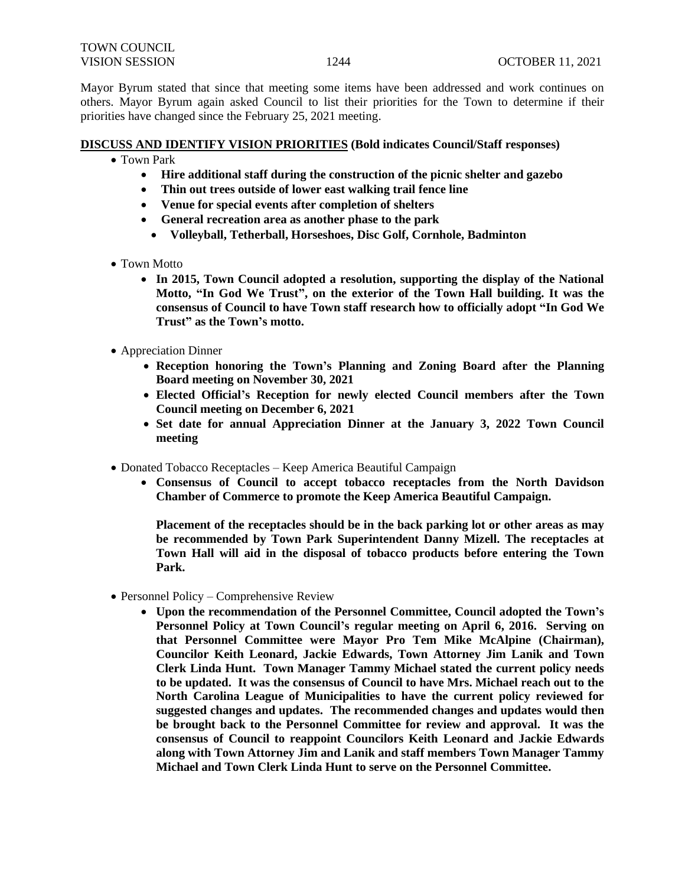Mayor Byrum stated that since that meeting some items have been addressed and work continues on others. Mayor Byrum again asked Council to list their priorities for the Town to determine if their priorities have changed since the February 25, 2021 meeting.

**DISCUSS AND IDENTIFY VISION PRIORITIES (Bold indicates Council/Staff responses)**

- Town Park
  - **Hire additional staff during the construction of the picnic shelter and gazebo**
  - **Thin out trees outside of lower east walking trail fence line**
  - **Venue for special events after completion of shelters**
  - **General recreation area as another phase to the park**
    - **Volleyball, Tetherball, Horseshoes, Disc Golf, Cornhole, Badminton**

- Town Motto
  - **In 2015, Town Council adopted a resolution, supporting the display of the National Motto, "In God We Trust", on the exterior of the Town Hall building. It was the consensus of Council to have Town staff research how to officially adopt "In God We Trust" as the Town's motto.**

- Appreciation Dinner
  - **Reception honoring the Town's Planning and Zoning Board after the Planning Board meeting on November 30, 2021**
  - **Elected Official's Reception for newly elected Council members after the Town Council meeting on December 6, 2021**
  - **Set date for annual Appreciation Dinner at the January 3, 2022 Town Council meeting**

- Donated Tobacco Receptacles – Keep America Beautiful Campaign
  - **Consensus of Council to accept tobacco receptacles from the North Davidson Chamber of Commerce to promote the Keep America Beautiful Campaign.**

    **Placement of the receptacles should be in the back parking lot or other areas as may be recommended by Town Park Superintendent Danny Mizell. The receptacles at Town Hall will aid in the disposal of tobacco products before entering the Town Park.**

- Personnel Policy – Comprehensive Review
  - **Upon the recommendation of the Personnel Committee, Council adopted the Town's Personnel Policy at Town Council's regular meeting on April 6, 2016. Serving on that Personnel Committee were Mayor Pro Tem Mike McAlpine (Chairman), Councilor Keith Leonard, Jackie Edwards, Town Attorney Jim Lanik and Town Clerk Linda Hunt. Town Manager Tammy Michael stated the current policy needs to be updated. It was the consensus of Council to have Mrs. Michael reach out to the North Carolina League of Municipalities to have the current policy reviewed for suggested changes and updates. The recommended changes and updates would then be brought back to the Personnel Committee for review and approval. It was the consensus of Council to reappoint Councilors Keith Leonard and Jackie Edwards along with Town Attorney Jim and Lanik and staff members Town Manager Tammy Michael and Town Clerk Linda Hunt to serve on the Personnel Committee.**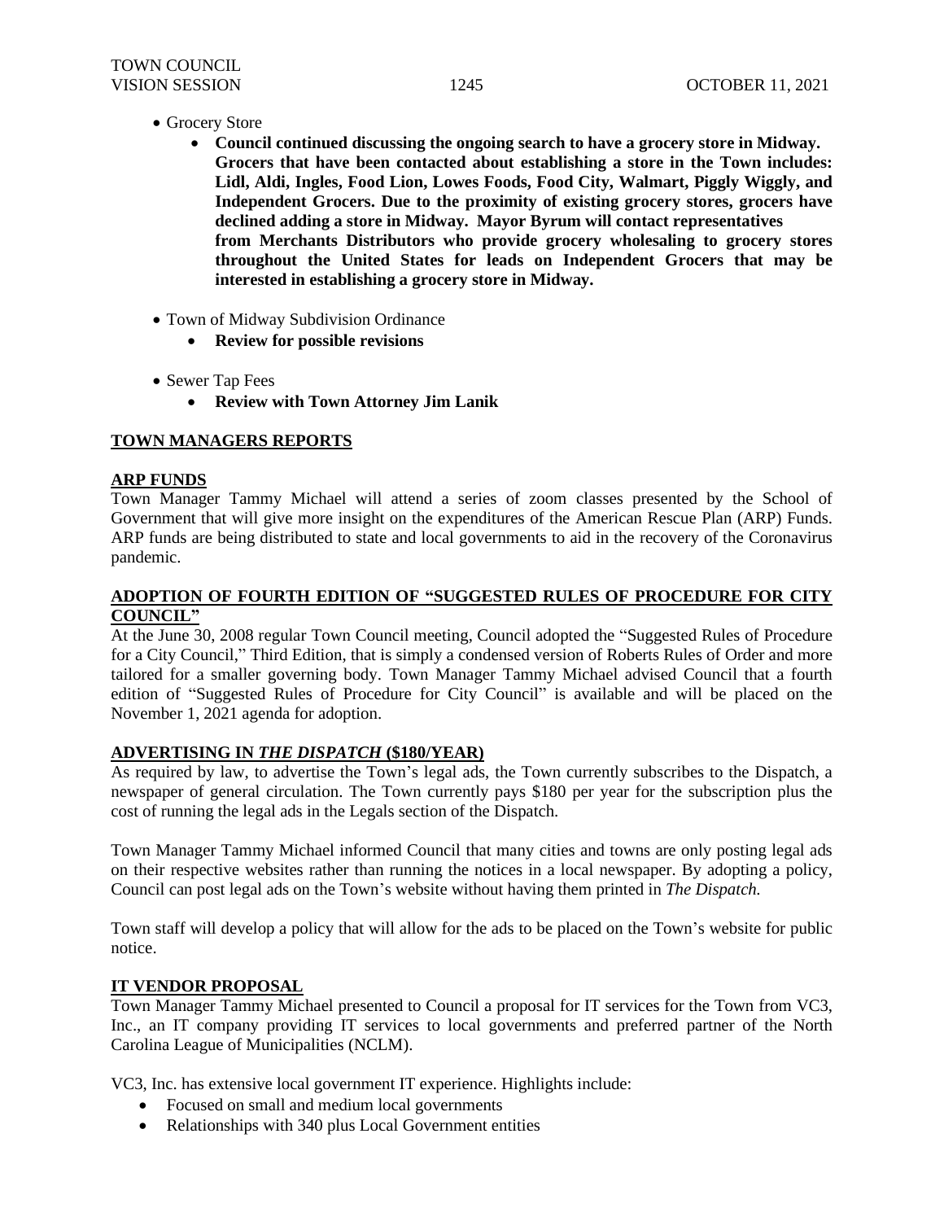- Grocery Store
    - **Council continued discussing the ongoing search to have a grocery store in Midway. Grocers that have been contacted about establishing a store in the Town includes: Lidl, Aldi, Ingles, Food Lion, Lowes Foods, Food City, Walmart, Piggly Wiggly, and Independent Grocers. Due to the proximity of existing grocery stores, grocers have declined adding a store in Midway. Mayor Byrum will contact representatives from Merchants Distributors who provide grocery wholesaling to grocery stores throughout the United States for leads on Independent Grocers that may be interested in establishing a grocery store in Midway.**

- Town of Midway Subdivision Ordinance
    - **Review for possible revisions**

- Sewer Tap Fees
    - **Review with Town Attorney Jim Lanik**

## TOWN MANAGERS REPORTS

### ARP FUNDS

Town Manager Tammy Michael will attend a series of zoom classes presented by the School of Government that will give more insight on the expenditures of the American Rescue Plan (ARP) Funds. ARP funds are being distributed to state and local governments to aid in the recovery of the Coronavirus pandemic.

### ADOPTION OF FOURTH EDITION OF "SUGGESTED RULES OF PROCEDURE FOR CITY COUNCIL"

At the June 30, 2008 regular Town Council meeting, Council adopted the "Suggested Rules of Procedure for a City Council," Third Edition, that is simply a condensed version of Roberts Rules of Order and more tailored for a smaller governing body. Town Manager Tammy Michael advised Council that a fourth edition of "Suggested Rules of Procedure for City Council" is available and will be placed on the November 1, 2021 agenda for adoption.

### ADVERTISING IN *THE DISPATCH* ($180/YEAR)

As required by law, to advertise the Town's legal ads, the Town currently subscribes to the Dispatch, a newspaper of general circulation. The Town currently pays $180 per year for the subscription plus the cost of running the legal ads in the Legals section of the Dispatch.

Town Manager Tammy Michael informed Council that many cities and towns are only posting legal ads on their respective websites rather than running the notices in a local newspaper. By adopting a policy, Council can post legal ads on the Town's website without having them printed in *The Dispatch.*

Town staff will develop a policy that will allow for the ads to be placed on the Town's website for public notice.

### IT VENDOR PROPOSAL

Town Manager Tammy Michael presented to Council a proposal for IT services for the Town from VC3, Inc., an IT company providing IT services to local governments and preferred partner of the North Carolina League of Municipalities (NCLM).

VC3, Inc. has extensive local government IT experience. Highlights include:

- Focused on small and medium local governments
- Relationships with 340 plus Local Government entities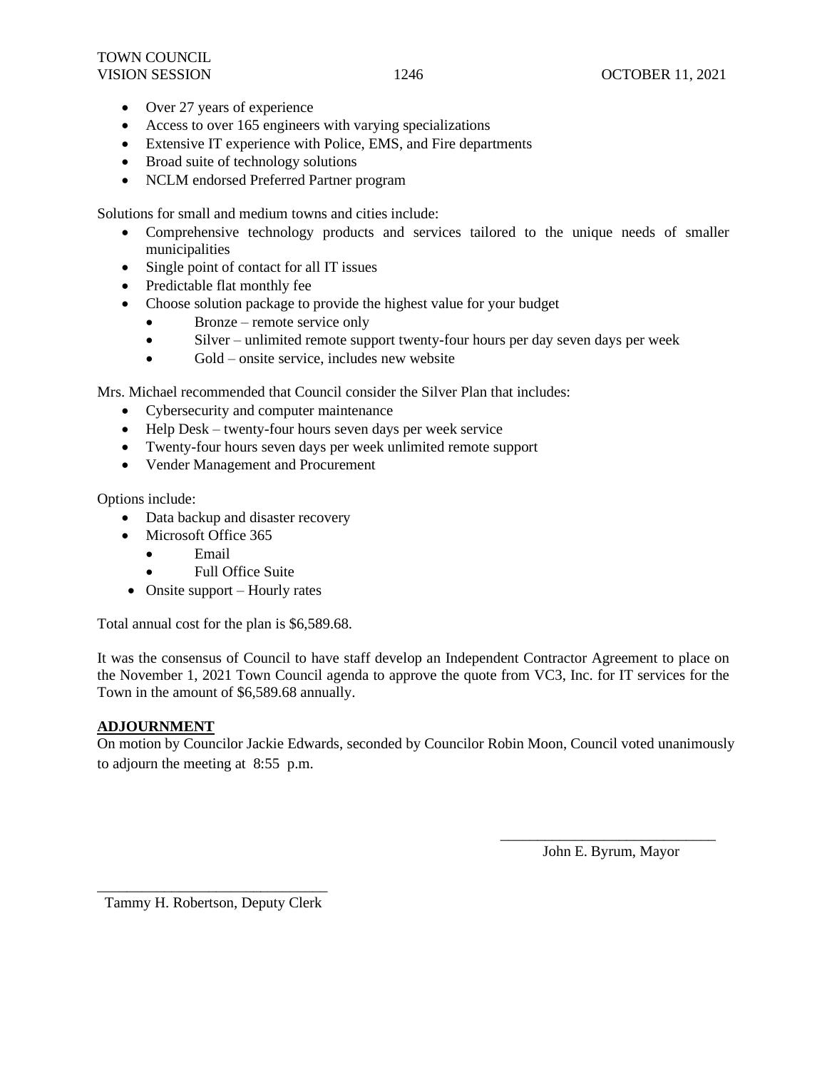- Over 27 years of experience
- Access to over 165 engineers with varying specializations
- Extensive IT experience with Police, EMS, and Fire departments
- Broad suite of technology solutions
- NCLM endorsed Preferred Partner program

Solutions for small and medium towns and cities include:

- Comprehensive technology products and services tailored to the unique needs of smaller municipalities
- Single point of contact for all IT issues
- Predictable flat monthly fee
- Choose solution package to provide the highest value for your budget
    - Bronze – remote service only
    - Silver – unlimited remote support twenty-four hours per day seven days per week
    - Gold – onsite service, includes new website

Mrs. Michael recommended that Council consider the Silver Plan that includes:

- Cybersecurity and computer maintenance
- Help Desk – twenty-four hours seven days per week service
- Twenty-four hours seven days per week unlimited remote support
- Vender Management and Procurement

Options include:

- Data backup and disaster recovery
- Microsoft Office 365
    - Email
    - Full Office Suite
- Onsite support – Hourly rates

Total annual cost for the plan is $6,589.68.

It was the consensus of Council to have staff develop an Independent Contractor Agreement to place on the November 1, 2021 Town Council agenda to approve the quote from VC3, Inc. for IT services for the Town in the amount of $6,589.68 annually.

**ADJOURNMENT**

On motion by Councilor Jackie Edwards, seconded by Councilor Robin Moon, Council voted unanimously to adjourn the meeting at 8:55 p.m.

_____________________________
John E. Byrum, Mayor

_____________________________
Tammy H. Robertson, Deputy Clerk